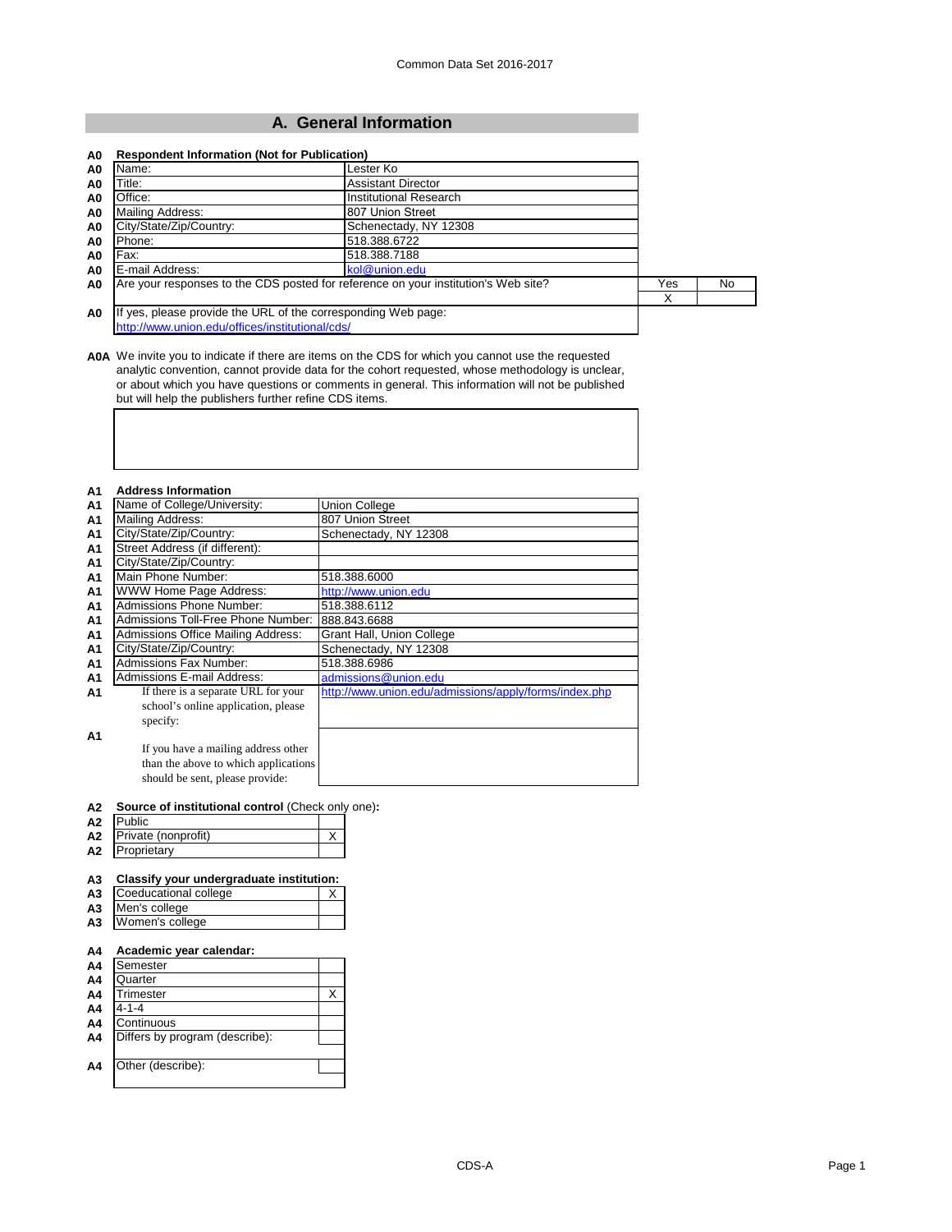Common Data Set 2016-2017

## A. General Information

**A0 Respondent Information (Not for Publication)**

| | | |
|---|---|---|
| A0 | Name: | Lester Ko |
| A0 | Title: | Assistant Director |
| A0 | Office: | Institutional Research |
| A0 | Mailing Address: | 807 Union Street |
| A0 | City/State/Zip/Country: | Schenectady, NY 12308 |
| A0 | Phone: | 518.388.6722 |
| A0 | Fax: | 518.388.7188 |
| A0 | E-mail Address: | kol@union.edu |

| | | Yes | No |
|---|---|---|---|
| A0 | Are your responses to the CDS posted for reference on your institution's Web site? | X | |

A0 If yes, please provide the URL of the corresponding Web page:
http://www.union.edu/offices/institutional/cds/

**A0A** We invite you to indicate if there are items on the CDS for which you cannot use the requested analytic convention, cannot provide data for the cohort requested, whose methodology is unclear, or about which you have questions or comments in general. This information will not be published but will help the publishers further refine CDS items.

**A1 Address Information**

| | | |
|---|---|---|
| A1 | Name of College/University: | Union College |
| A1 | Mailing Address: | 807 Union Street |
| A1 | City/State/Zip/Country: | Schenectady, NY 12308 |
| A1 | Street Address (if different): | |
| A1 | City/State/Zip/Country: | |
| A1 | Main Phone Number: | 518.388.6000 |
| A1 | WWW Home Page Address: | http://www.union.edu |
| A1 | Admissions Phone Number: | 518.388.6112 |
| A1 | Admissions Toll-Free Phone Number: | 888.843.6688 |
| A1 | Admissions Office Mailing Address: | Grant Hall, Union College |
| A1 | City/State/Zip/Country: | Schenectady, NY 12308 |
| A1 | Admissions Fax Number: | 518.388.6986 |
| A1 | Admissions E-mail Address: | admissions@union.edu |
| A1 | If there is a separate URL for your school's online application, please specify: | http://www.union.edu/admissions/apply/forms/index.php |
| A1 | If you have a mailing address other than the above to which applications should be sent, please provide: | |

**A2 Source of institutional control** (Check only one)**:**

| | | |
|---|---|---|
| A2 | Public | |
| A2 | Private (nonprofit) | X |
| A2 | Proprietary | |

**A3 Classify your undergraduate institution:**

| | | |
|---|---|---|
| A3 | Coeducational college | X |
| A3 | Men's college | |
| A3 | Women's college | |

**A4 Academic year calendar:**

| | | |
|---|---|---|
| A4 | Semester | |
| A4 | Quarter | |
| A4 | Trimester | X |
| A4 | 4-1-4 | |
| A4 | Continuous | |
| A4 | Differs by program (describe): | |
| A4 | Other (describe): | |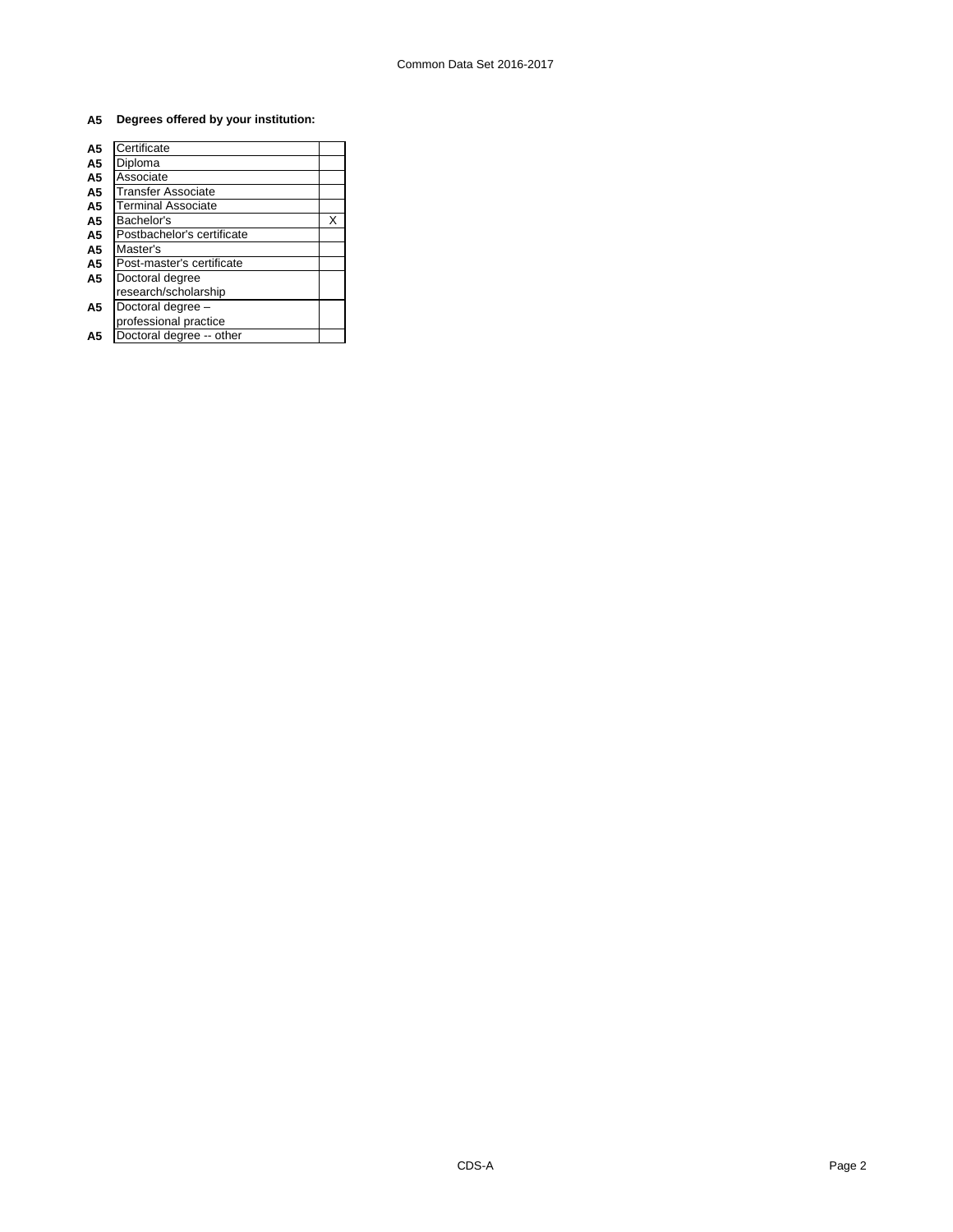**A5 Degrees offered by your institution:**

| | | |
|---|---|---|
| A5 | Certificate | |
| A5 | Diploma | |
| A5 | Associate | |
| A5 | Transfer Associate | |
| A5 | Terminal Associate | |
| A5 | Bachelor's | X |
| A5 | Postbachelor's certificate | |
| A5 | Master's | |
| A5 | Post-master's certificate | |
| A5 | Doctoral degree research/scholarship | |
| A5 | Doctoral degree – professional practice | |
| A5 | Doctoral degree -- other | |

CDS-A